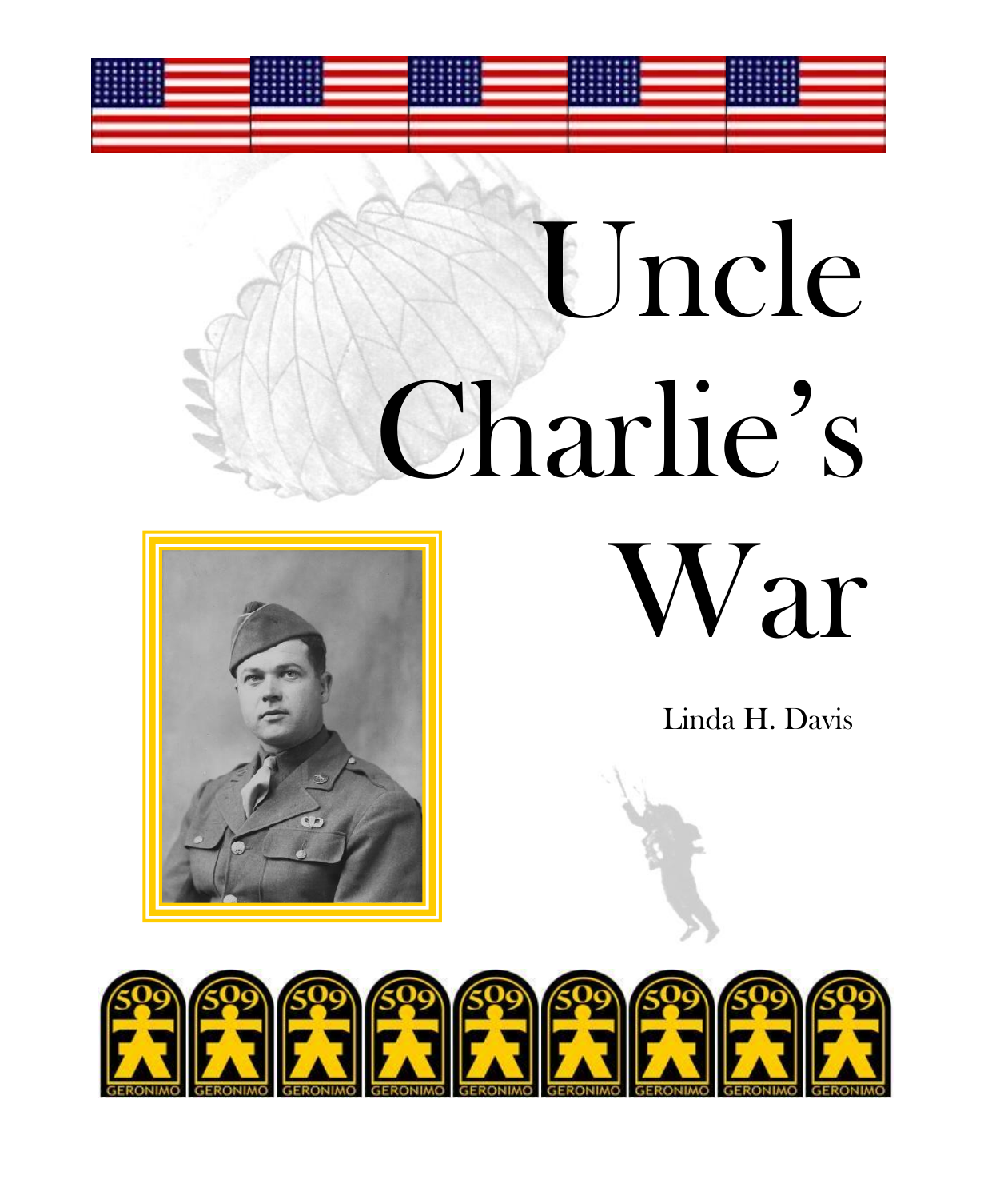# Uncle Charlie's War

Linda H. Davis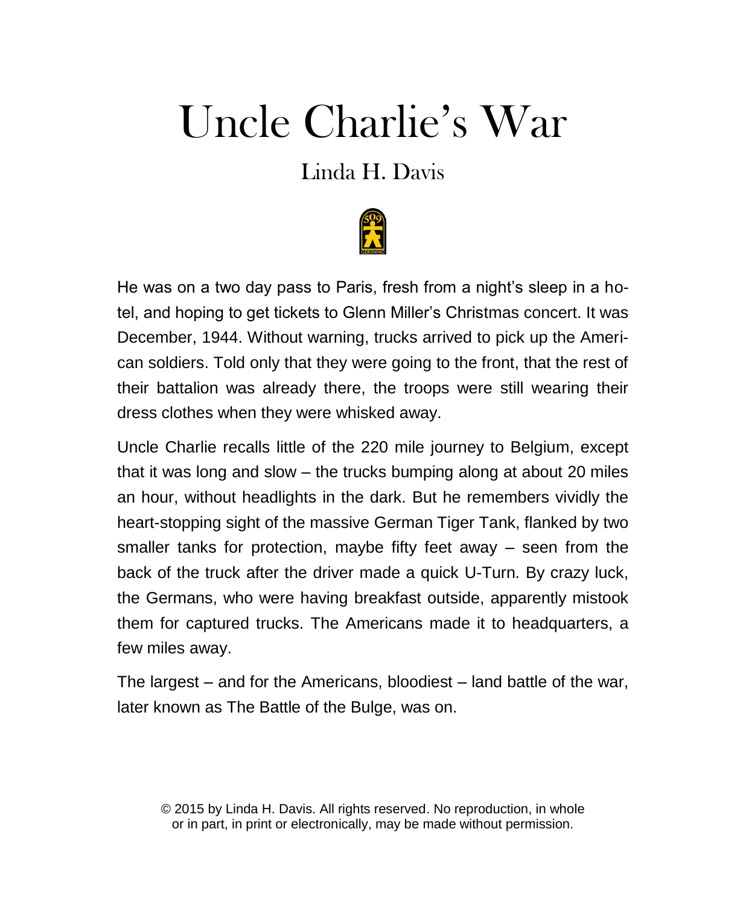# Uncle Charlie's War

Linda H. Davis

He was on a two day pass to Paris, fresh from a night's sleep in a hotel, and hoping to get tickets to Glenn Miller's Christmas concert. It was December, 1944. Without warning, trucks arrived to pick up the American soldiers. Told only that they were going to the front, that the rest of their battalion was already there, the troops were still wearing their dress clothes when they were whisked away.

Uncle Charlie recalls little of the 220 mile journey to Belgium, except that it was long and slow – the trucks bumping along at about 20 miles an hour, without headlights in the dark. But he remembers vividly the heart-stopping sight of the massive German Tiger Tank, flanked by two smaller tanks for protection, maybe fifty feet away – seen from the back of the truck after the driver made a quick U-Turn. By crazy luck, the Germans, who were having breakfast outside, apparently mistook them for captured trucks. The Americans made it to headquarters, a few miles away.

The largest – and for the Americans, bloodiest – land battle of the war, later known as The Battle of the Bulge, was on.

© 2015 by Linda H. Davis. All rights reserved. No reproduction, in whole or in part, in print or electronically, may be made without permission.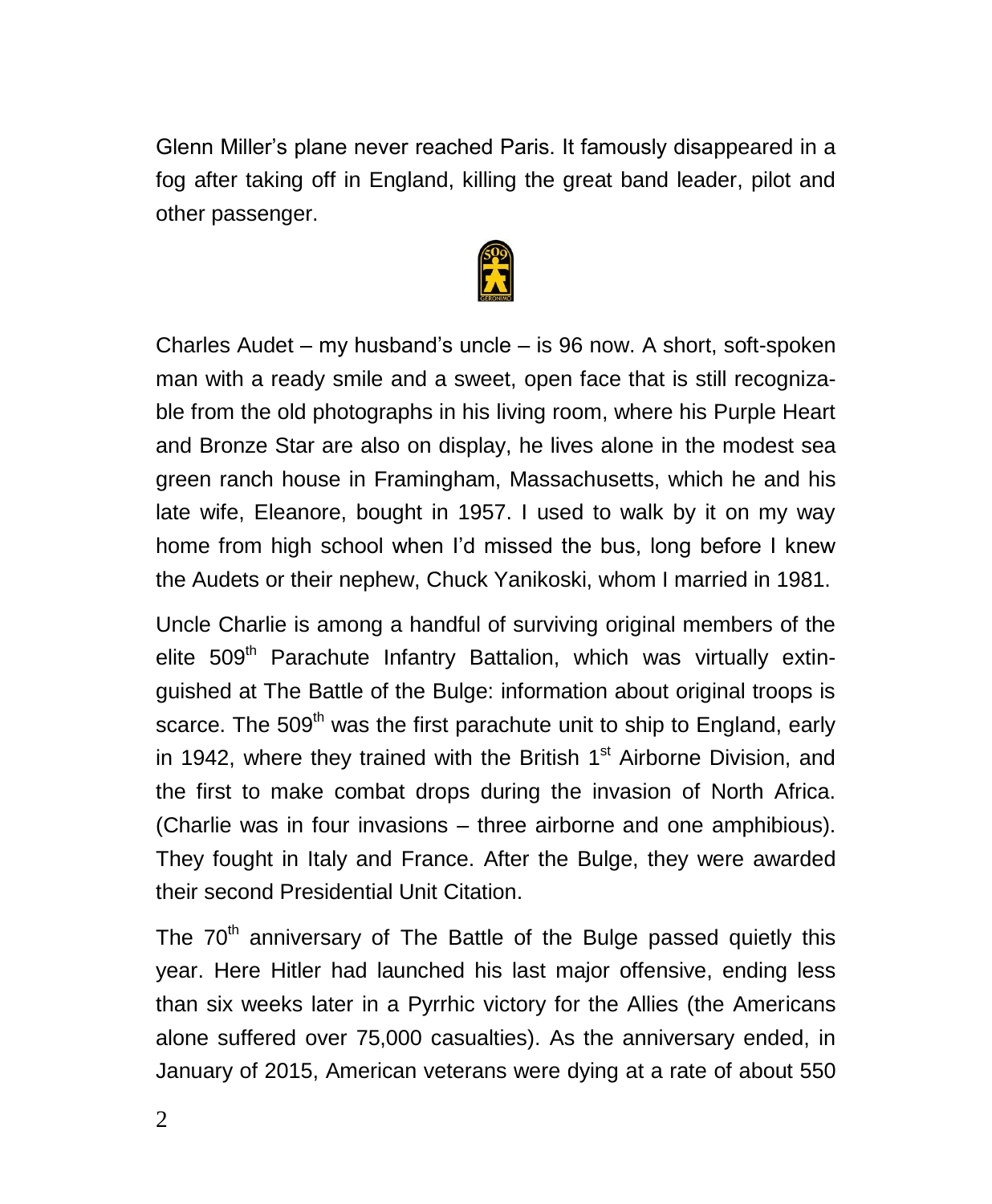Glenn Miller's plane never reached Paris. It famously disappeared in a fog after taking off in England, killing the great band leader, pilot and other passenger.

Charles Audet – my husband's uncle – is 96 now. A short, soft-spoken man with a ready smile and a sweet, open face that is still recognizable from the old photographs in his living room, where his Purple Heart and Bronze Star are also on display, he lives alone in the modest sea green ranch house in Framingham, Massachusetts, which he and his late wife, Eleanore, bought in 1957. I used to walk by it on my way home from high school when I'd missed the bus, long before I knew the Audets or their nephew, Chuck Yanikoski, whom I married in 1981.

Uncle Charlie is among a handful of surviving original members of the elite 509th Parachute Infantry Battalion, which was virtually extinguished at The Battle of the Bulge: information about original troops is scarce. The 509th was the first parachute unit to ship to England, early in 1942, where they trained with the British 1st Airborne Division, and the first to make combat drops during the invasion of North Africa. (Charlie was in four invasions – three airborne and one amphibious). They fought in Italy and France. After the Bulge, they were awarded their second Presidential Unit Citation.

The 70th anniversary of The Battle of the Bulge passed quietly this year. Here Hitler had launched his last major offensive, ending less than six weeks later in a Pyrrhic victory for the Allies (the Americans alone suffered over 75,000 casualties). As the anniversary ended, in January of 2015, American veterans were dying at a rate of about 550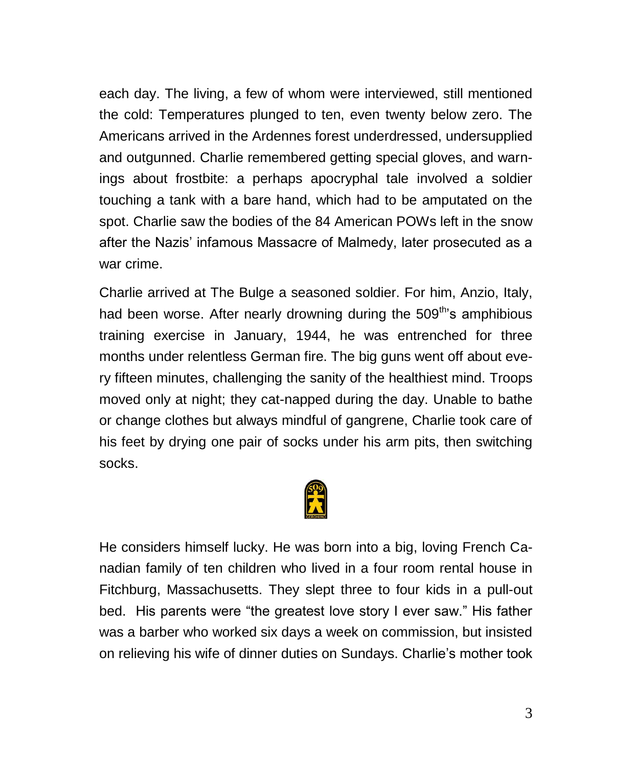each day. The living, a few of whom were interviewed, still mentioned the cold: Temperatures plunged to ten, even twenty below zero. The Americans arrived in the Ardennes forest underdressed, undersupplied and outgunned. Charlie remembered getting special gloves, and warnings about frostbite: a perhaps apocryphal tale involved a soldier touching a tank with a bare hand, which had to be amputated on the spot. Charlie saw the bodies of the 84 American POWs left in the snow after the Nazis' infamous Massacre of Malmedy, later prosecuted as a war crime.

Charlie arrived at The Bulge a seasoned soldier. For him, Anzio, Italy, had been worse. After nearly drowning during the 509th's amphibious training exercise in January, 1944, he was entrenched for three months under relentless German fire. The big guns went off about every fifteen minutes, challenging the sanity of the healthiest mind. Troops moved only at night; they cat-napped during the day. Unable to bathe or change clothes but always mindful of gangrene, Charlie took care of his feet by drying one pair of socks under his arm pits, then switching socks.

He considers himself lucky. He was born into a big, loving French Canadian family of ten children who lived in a four room rental house in Fitchburg, Massachusetts. They slept three to four kids in a pull-out bed. His parents were "the greatest love story I ever saw." His father was a barber who worked six days a week on commission, but insisted on relieving his wife of dinner duties on Sundays. Charlie's mother took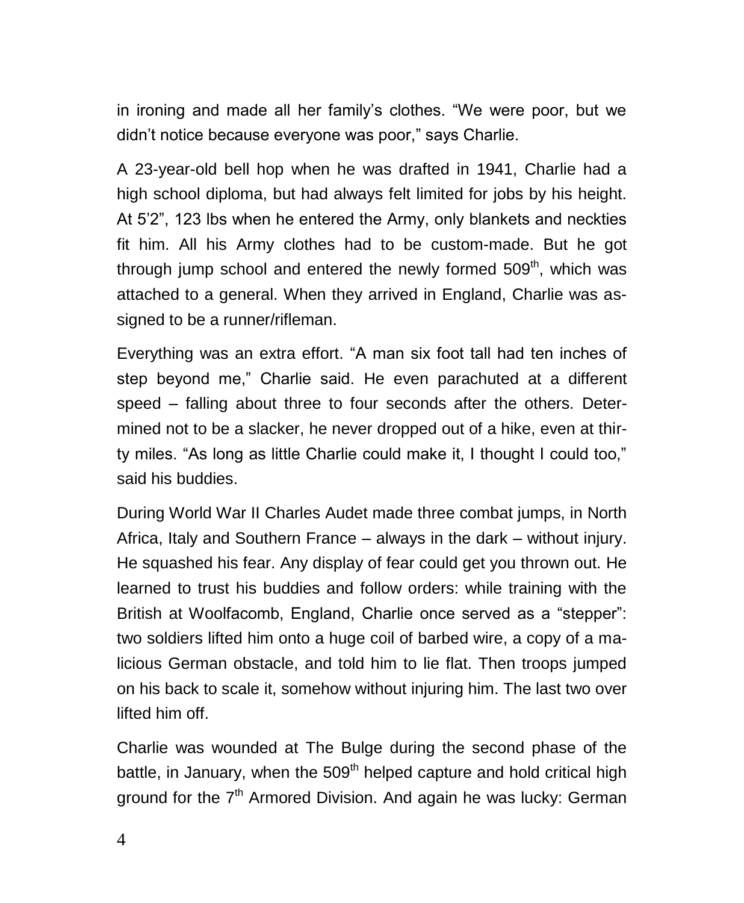in ironing and made all her family's clothes. "We were poor, but we didn't notice because everyone was poor," says Charlie.

A 23-year-old bell hop when he was drafted in 1941, Charlie had a high school diploma, but had always felt limited for jobs by his height. At 5'2", 123 lbs when he entered the Army, only blankets and neckties fit him. All his Army clothes had to be custom-made. But he got through jump school and entered the newly formed 509th, which was attached to a general. When they arrived in England, Charlie was assigned to be a runner/rifleman.

Everything was an extra effort. "A man six foot tall had ten inches of step beyond me," Charlie said. He even parachuted at a different speed – falling about three to four seconds after the others. Determined not to be a slacker, he never dropped out of a hike, even at thirty miles. "As long as little Charlie could make it, I thought I could too," said his buddies.

During World War II Charles Audet made three combat jumps, in North Africa, Italy and Southern France – always in the dark – without injury. He squashed his fear. Any display of fear could get you thrown out. He learned to trust his buddies and follow orders: while training with the British at Woolfacomb, England, Charlie once served as a "stepper": two soldiers lifted him onto a huge coil of barbed wire, a copy of a malicious German obstacle, and told him to lie flat. Then troops jumped on his back to scale it, somehow without injuring him. The last two over lifted him off.

Charlie was wounded at The Bulge during the second phase of the battle, in January, when the 509th helped capture and hold critical high ground for the 7th Armored Division. And again he was lucky: German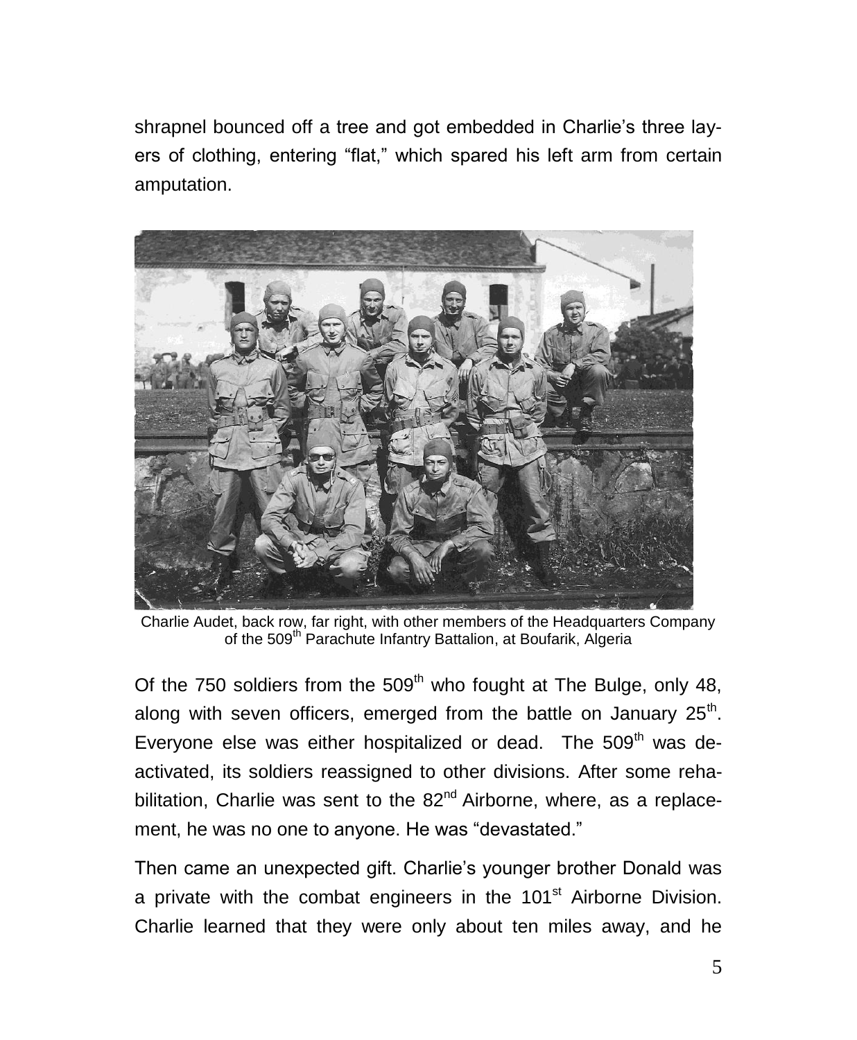shrapnel bounced off a tree and got embedded in Charlie's three layers of clothing, entering "flat," which spared his left arm from certain amputation.

Charlie Audet, back row, far right, with other members of the Headquarters Company of the 509th Parachute Infantry Battalion, at Boufarik, Algeria

Of the 750 soldiers from the 509th who fought at The Bulge, only 48, along with seven officers, emerged from the battle on January 25th. Everyone else was either hospitalized or dead. The 509th was deactivated, its soldiers reassigned to other divisions. After some rehabilitation, Charlie was sent to the 82nd Airborne, where, as a replacement, he was no one to anyone. He was "devastated."

Then came an unexpected gift. Charlie's younger brother Donald was a private with the combat engineers in the 101st Airborne Division. Charlie learned that they were only about ten miles away, and he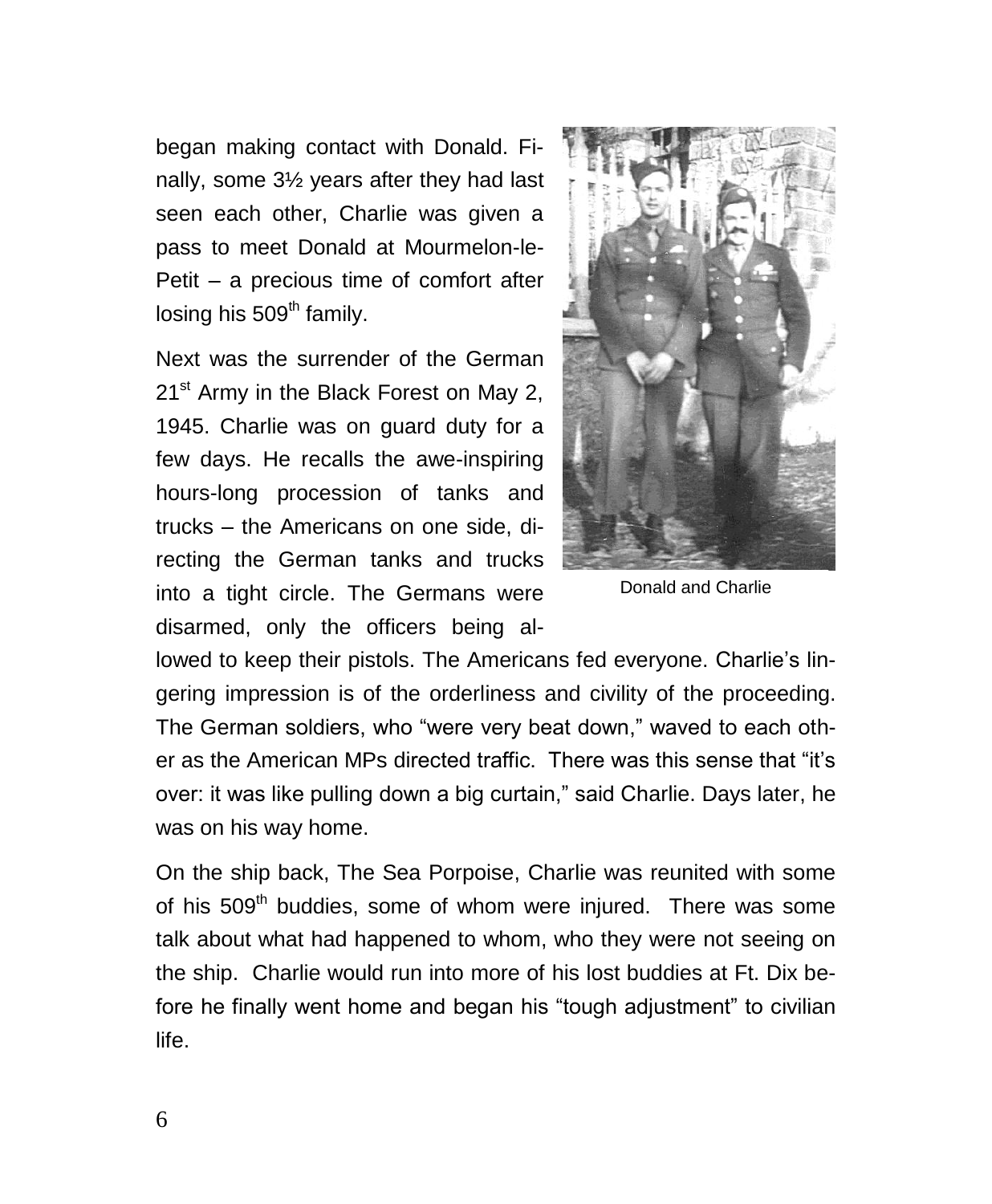began making contact with Donald. Finally, some 3½ years after they had last seen each other, Charlie was given a pass to meet Donald at Mourmelon-le-Petit – a precious time of comfort after losing his 509th family.

Donald and Charlie

Next was the surrender of the German 21st Army in the Black Forest on May 2, 1945. Charlie was on guard duty for a few days. He recalls the awe-inspiring hours-long procession of tanks and trucks – the Americans on one side, directing the German tanks and trucks into a tight circle. The Germans were disarmed, only the officers being allowed to keep their pistols. The Americans fed everyone. Charlie's lingering impression is of the orderliness and civility of the proceeding. The German soldiers, who "were very beat down," waved to each other as the American MPs directed traffic. There was this sense that "it's over: it was like pulling down a big curtain," said Charlie. Days later, he was on his way home.

On the ship back, The Sea Porpoise, Charlie was reunited with some of his 509th buddies, some of whom were injured. There was some talk about what had happened to whom, who they were not seeing on the ship. Charlie would run into more of his lost buddies at Ft. Dix before he finally went home and began his "tough adjustment" to civilian life.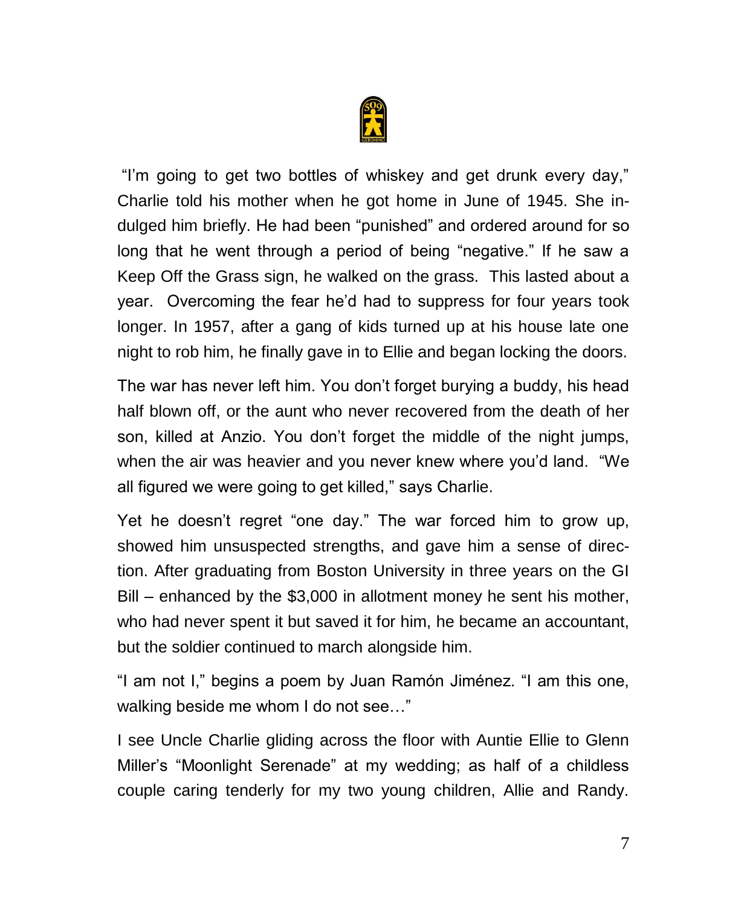"I'm going to get two bottles of whiskey and get drunk every day," Charlie told his mother when he got home in June of 1945. She indulged him briefly. He had been "punished" and ordered around for so long that he went through a period of being "negative." If he saw a Keep Off the Grass sign, he walked on the grass. This lasted about a year. Overcoming the fear he'd had to suppress for four years took longer. In 1957, after a gang of kids turned up at his house late one night to rob him, he finally gave in to Ellie and began locking the doors.

The war has never left him. You don't forget burying a buddy, his head half blown off, or the aunt who never recovered from the death of her son, killed at Anzio. You don't forget the middle of the night jumps, when the air was heavier and you never knew where you'd land. "We all figured we were going to get killed," says Charlie.

Yet he doesn't regret "one day." The war forced him to grow up, showed him unsuspected strengths, and gave him a sense of direction. After graduating from Boston University in three years on the GI Bill – enhanced by the $3,000 in allotment money he sent his mother, who had never spent it but saved it for him, he became an accountant, but the soldier continued to march alongside him.

"I am not I," begins a poem by Juan Ramón Jiménez. "I am this one, walking beside me whom I do not see…"

I see Uncle Charlie gliding across the floor with Auntie Ellie to Glenn Miller's "Moonlight Serenade" at my wedding; as half of a childless couple caring tenderly for my two young children, Allie and Randy.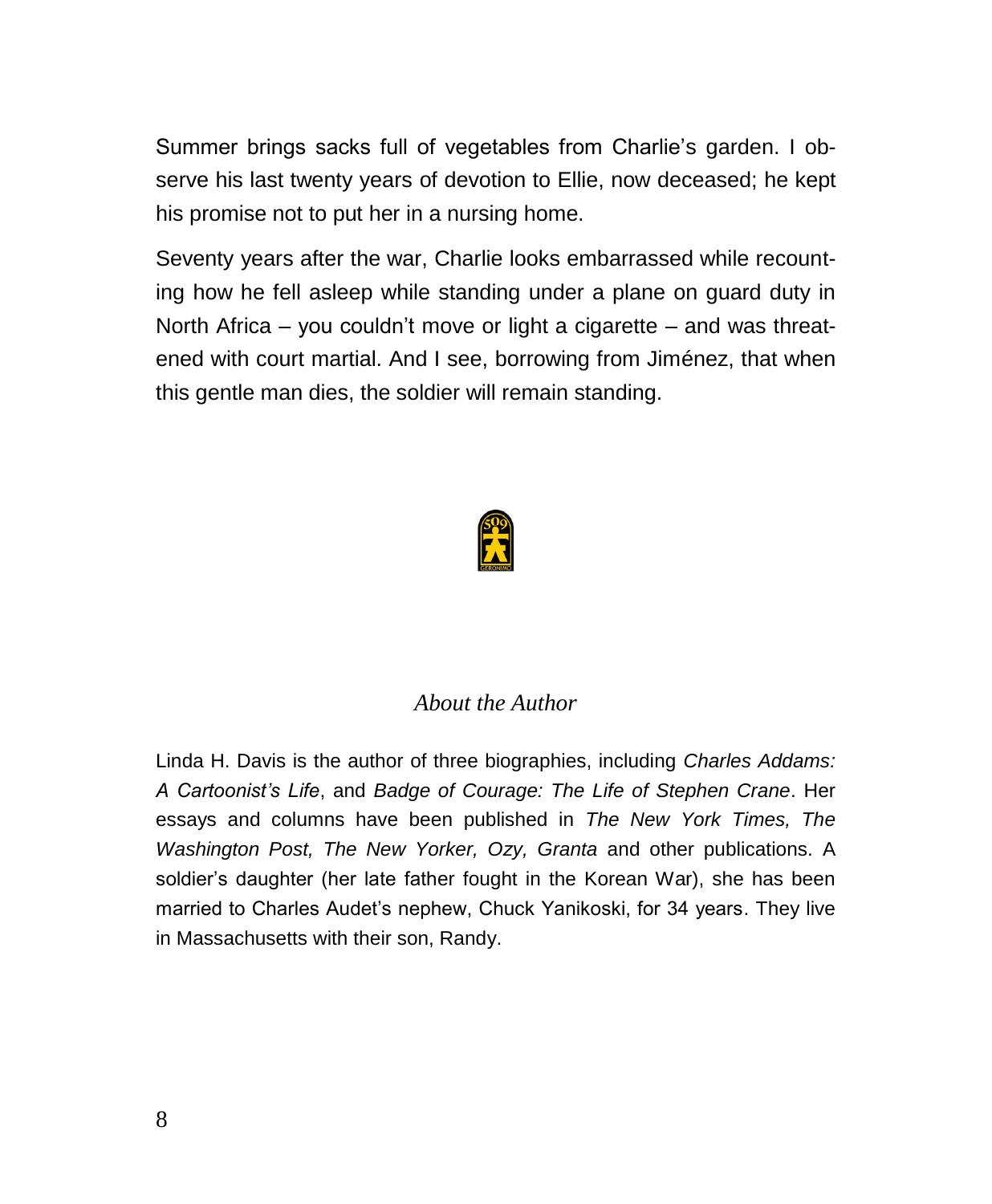Summer brings sacks full of vegetables from Charlie's garden. I observe his last twenty years of devotion to Ellie, now deceased; he kept his promise not to put her in a nursing home.

Seventy years after the war, Charlie looks embarrassed while recounting how he fell asleep while standing under a plane on guard duty in North Africa – you couldn't move or light a cigarette – and was threatened with court martial. And I see, borrowing from Jiménez, that when this gentle man dies, the soldier will remain standing.

## *About the Author*

Linda H. Davis is the author of three biographies, including *Charles Addams: A Cartoonist's Life*, and *Badge of Courage: The Life of Stephen Crane*. Her essays and columns have been published in *The New York Times, The Washington Post, The New Yorker, Ozy, Granta* and other publications. A soldier's daughter (her late father fought in the Korean War), she has been married to Charles Audet's nephew, Chuck Yanikoski, for 34 years. They live in Massachusetts with their son, Randy.